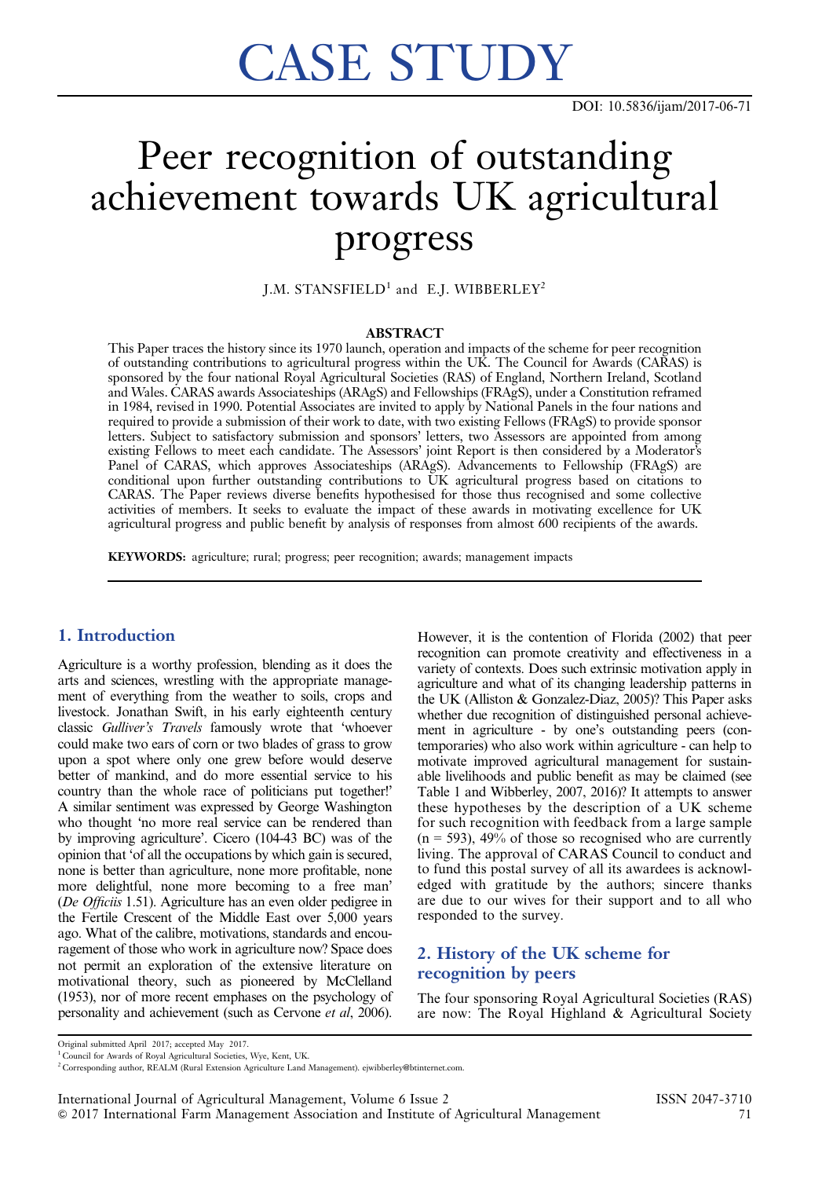# CASE STUDY

DOI: 10.5836/ijam/2017-06-71

# Peer recognition of outstanding achievement towards UK agricultural progress

J.M. STANSFIELD[1] and E.J. WIBBERLEY[2]

### ABSTRACT

This Paper traces the history since its 1970 launch, operation and impacts of the scheme for peer recognition of outstanding contributions to agricultural progress within the UK. The Council for Awards (CARAS) is sponsored by the four national Royal Agricultural Societies (RAS) of England, Northern Ireland, Scotland and Wales. CARAS awards Associateships (ARAgS) and Fellowships (FRAgS), under a Constitution reframed in 1984, revised in 1990. Potential Associates are invited to apply by National Panels in the four nations and required to provide a submission of their work to date, with two existing Fellows (FRAgS) to provide sponsor letters. Subject to satisfactory submission and sponsors' letters, two Assessors are appointed from among existing Fellows to meet each candidate. The Assessors' joint Report is then considered by a Moderator's Panel of CARAS, which approves Associateships (ARAgS). Advancements to Fellowship (FRAgS) are conditional upon further outstanding contributions to UK agricultural progress based on citations to CARAS. The Paper reviews diverse benefits hypothesised for those thus recognised and some collective activities of members. It seeks to evaluate the impact of these awards in motivating excellence for UK agricultural progress and public benefit by analysis of responses from almost 600 recipients of the awards.

**KEYWORDS:** agriculture; rural; progress; peer recognition; awards; management impacts

## 1. Introduction

Agriculture is a worthy profession, blending as it does the arts and sciences, wrestling with the appropriate management of everything from the weather to soils, crops and livestock. Jonathan Swift, in his early eighteenth century classic *Gulliver's Travels* famously wrote that 'whoever could make two ears of corn or two blades of grass to grow upon a spot where only one grew before would deserve better of mankind, and do more essential service to his country than the whole race of politicians put together!' A similar sentiment was expressed by George Washington who thought 'no more real service can be rendered than by improving agriculture'. Cicero (104-43 BC) was of the opinion that 'of all the occupations by which gain is secured, none is better than agriculture, none more profitable, none more delightful, none more becoming to a free man' (*De Officiis* 1.51). Agriculture has an even older pedigree in the Fertile Crescent of the Middle East over 5,000 years ago. What of the calibre, motivations, standards and encouragement of those who work in agriculture now? Space does not permit an exploration of the extensive literature on motivational theory, such as pioneered by McClelland (1953), nor of more recent emphases on the psychology of personality and achievement (such as Cervone *et al*, 2006). However, it is the contention of Florida (2002) that peer recognition can promote creativity and effectiveness in a variety of contexts. Does such extrinsic motivation apply in agriculture and what of its changing leadership patterns in the UK (Alliston & Gonzalez-Diaz, 2005)? This Paper asks whether due recognition of distinguished personal achievement in agriculture - by one's outstanding peers (contemporaries) who also work within agriculture - can help to motivate improved agricultural management for sustainable livelihoods and public benefit as may be claimed (see Table 1 and Wibberley, 2007, 2016)? It attempts to answer these hypotheses by the description of a UK scheme for such recognition with feedback from a large sample (n = 593), 49% of those so recognised who are currently living. The approval of CARAS Council to conduct and to fund this postal survey of all its awardees is acknowledged with gratitude by the authors; sincere thanks are due to our wives for their support and to all who responded to the survey.

## 2. History of the UK scheme for recognition by peers

The four sponsoring Royal Agricultural Societies (RAS) are now: The Royal Highland & Agricultural Society

---

Original submitted April 2017; accepted May 2017.

[1] Council for Awards of Royal Agricultural Societies, Wye, Kent, UK.

[2] Corresponding author, REALM (Rural Extension Agriculture Land Management). ejwibberley@btinternet.com.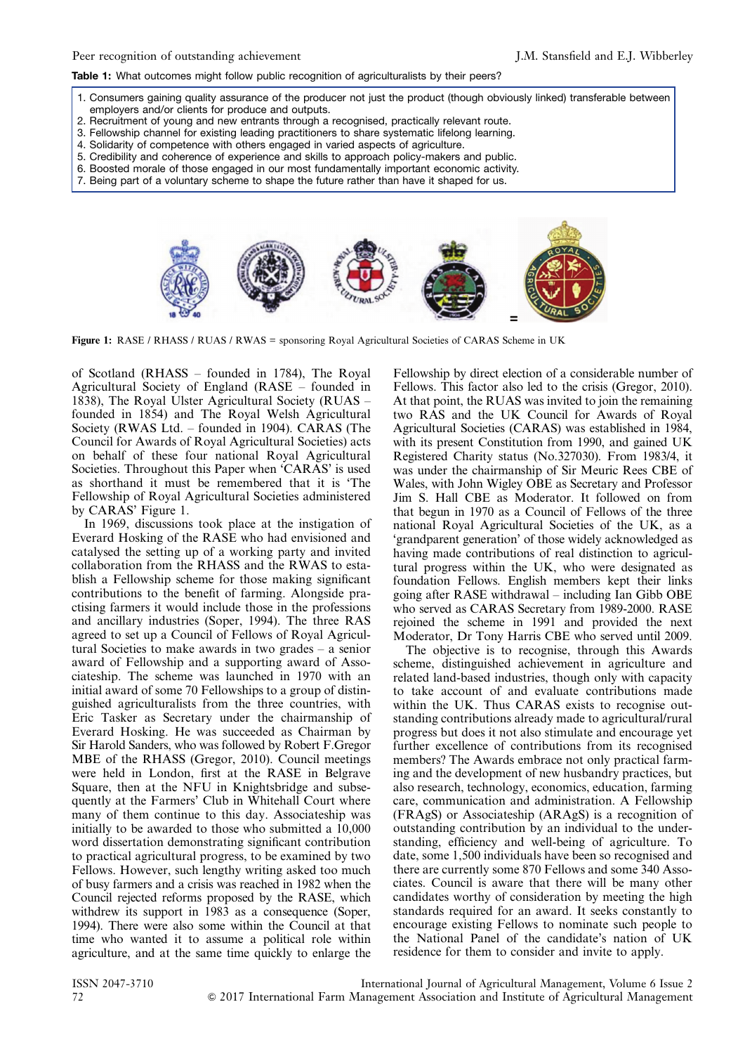**Table 1:** What outcomes might follow public recognition of agriculturalists by their peers?

1. Consumers gaining quality assurance of the producer not just the product (though obviously linked) transferable between employers and/or clients for produce and outputs.
2. Recruitment of young and new entrants through a recognised, practically relevant route.
3. Fellowship channel for existing leading practitioners to share systematic lifelong learning.
4. Solidarity of competence with others engaged in varied aspects of agriculture.
5. Credibility and coherence of experience and skills to approach policy-makers and public.
6. Boosted morale of those engaged in our most fundamentally important economic activity.
7. Being part of a voluntary scheme to shape the future rather than have it shaped for us.

**Figure 1:** RASE / RHASS / RUAS / RWAS = sponsoring Royal Agricultural Societies of CARAS Scheme in UK

of Scotland (RHASS – founded in 1784), The Royal Agricultural Society of England (RASE – founded in 1838), The Royal Ulster Agricultural Society (RUAS – founded in 1854) and The Royal Welsh Agricultural Society (RWAS Ltd. – founded in 1904). CARAS (The Council for Awards of Royal Agricultural Societies) acts on behalf of these four national Royal Agricultural Societies. Throughout this Paper when 'CARAS' is used as shorthand it must be remembered that it is 'The Fellowship of Royal Agricultural Societies administered by CARAS' Figure 1.

In 1969, discussions took place at the instigation of Everard Hosking of the RASE who had envisioned and catalysed the setting up of a working party and invited collaboration from the RHASS and the RWAS to establish a Fellowship scheme for those making significant contributions to the benefit of farming. Alongside practising farmers it would include those in the professions and ancillary industries (Soper, 1994). The three RAS agreed to set up a Council of Fellows of Royal Agricultural Societies to make awards in two grades – a senior award of Fellowship and a supporting award of Associateship. The scheme was launched in 1970 with an initial award of some 70 Fellowships to a group of distinguished agriculturalists from the three countries, with Eric Tasker as Secretary under the chairmanship of Everard Hosking. He was succeeded as Chairman by Sir Harold Sanders, who was followed by Robert F.Gregor MBE of the RHASS (Gregor, 2010). Council meetings were held in London, first at the RASE in Belgrave Square, then at the NFU in Knightsbridge and subsequently at the Farmers' Club in Whitehall Court where many of them continue to this day. Associateship was initially to be awarded to those who submitted a 10,000 word dissertation demonstrating significant contribution to practical agricultural progress, to be examined by two Fellows. However, such lengthy writing asked too much of busy farmers and a crisis was reached in 1982 when the Council rejected reforms proposed by the RASE, which withdrew its support in 1983 as a consequence (Soper, 1994). There were also some within the Council at that time who wanted it to assume a political role within agriculture, and at the same time quickly to enlarge the Fellowship by direct election of a considerable number of Fellows. This factor also led to the crisis (Gregor, 2010). At that point, the RUAS was invited to join the remaining two RAS and the UK Council for Awards of Royal Agricultural Societies (CARAS) was established in 1984, with its present Constitution from 1990, and gained UK Registered Charity status (No.327030). From 1983/4, it was under the chairmanship of Sir Meuric Rees CBE of Wales, with John Wigley OBE as Secretary and Professor Jim S. Hall CBE as Moderator. It followed on from that begun in 1970 as a Council of Fellows of the three national Royal Agricultural Societies of the UK, as a 'grandparent generation' of those widely acknowledged as having made contributions of real distinction to agricultural progress within the UK, who were designated as foundation Fellows. English members kept their links going after RASE withdrawal – including Ian Gibb OBE who served as CARAS Secretary from 1989-2000. RASE rejoined the scheme in 1991 and provided the next Moderator, Dr Tony Harris CBE who served until 2009.

The objective is to recognise, through this Awards scheme, distinguished achievement in agriculture and related land-based industries, though only with capacity to take account of and evaluate contributions made within the UK. Thus CARAS exists to recognise outstanding contributions already made to agricultural/rural progress but does it not also stimulate and encourage yet further excellence of contributions from its recognised members? The Awards embrace not only practical farming and the development of new husbandry practices, but also research, technology, economics, education, farming care, communication and administration. A Fellowship (FRAgS) or Associateship (ARAgS) is a recognition of outstanding contribution by an individual to the understanding, efficiency and well-being of agriculture. To date, some 1,500 individuals have been so recognised and there are currently some 870 Fellows and some 340 Associates. Council is aware that there will be many other candidates worthy of consideration by meeting the high standards required for an award. It seeks constantly to encourage existing Fellows to nominate such people to the National Panel of the candidate's nation of UK residence for them to consider and invite to apply.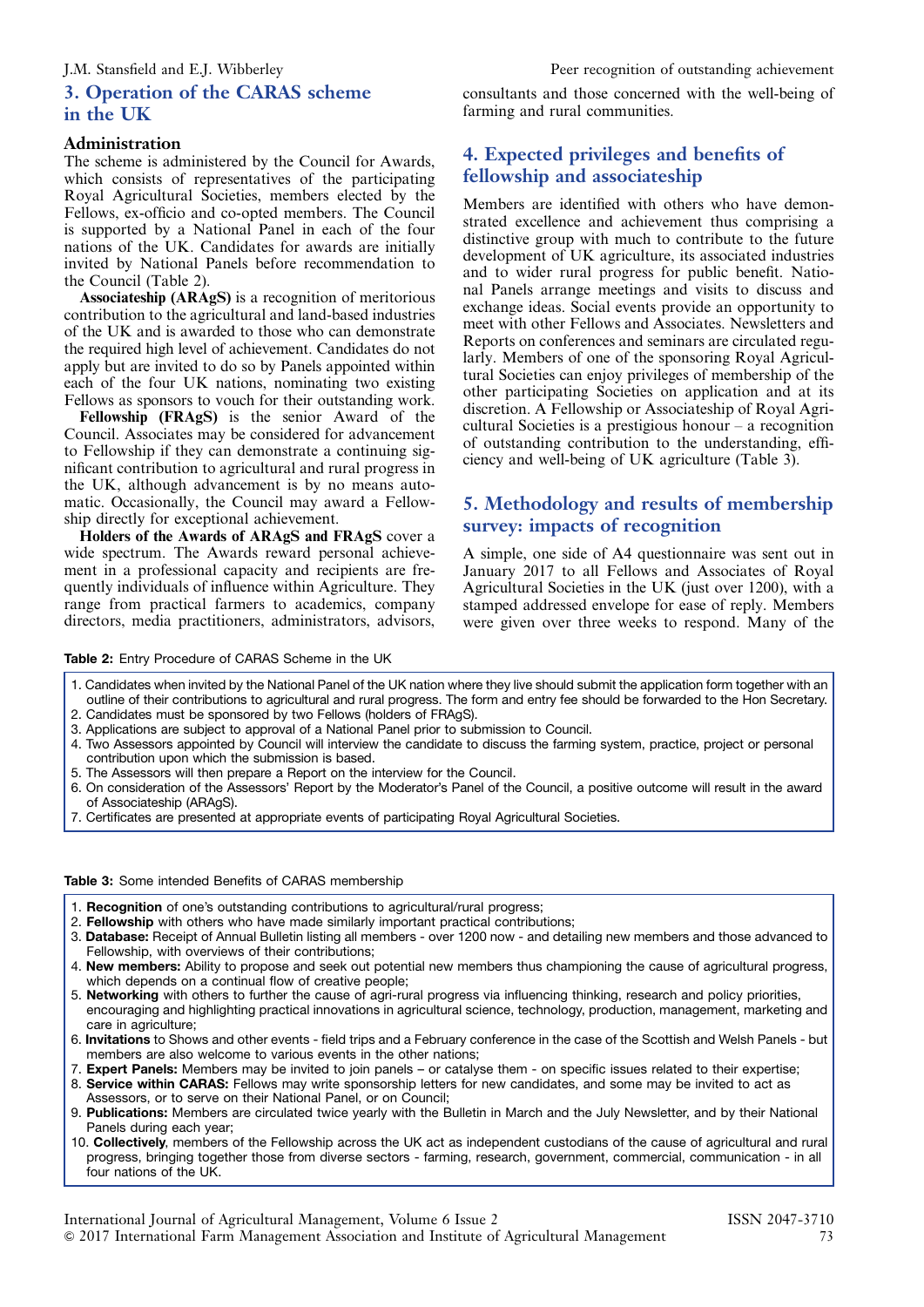## 3. Operation of the CARAS scheme in the UK

### Administration

The scheme is administered by the Council for Awards, which consists of representatives of the participating Royal Agricultural Societies, members elected by the Fellows, ex-officio and co-opted members. The Council is supported by a National Panel in each of the four nations of the UK. Candidates for awards are initially invited by National Panels before recommendation to the Council (Table 2).

**Associateship (ARAgS)** is a recognition of meritorious contribution to the agricultural and land-based industries of the UK and is awarded to those who can demonstrate the required high level of achievement. Candidates do not apply but are invited to do so by Panels appointed within each of the four UK nations, nominating two existing Fellows as sponsors to vouch for their outstanding work.

**Fellowship (FRAgS)** is the senior Award of the Council. Associates may be considered for advancement to Fellowship if they can demonstrate a continuing significant contribution to agricultural and rural progress in the UK, although advancement is by no means automatic. Occasionally, the Council may award a Fellowship directly for exceptional achievement.

**Holders of the Awards of ARAgS and FRAgS** cover a wide spectrum. The Awards reward personal achievement in a professional capacity and recipients are frequently individuals of influence within Agriculture. They range from practical farmers to academics, company directors, media practitioners, administrators, advisors, consultants and those concerned with the well-being of farming and rural communities.

## 4. Expected privileges and benefits of fellowship and associateship

Members are identified with others who have demonstrated excellence and achievement thus comprising a distinctive group with much to contribute to the future development of UK agriculture, its associated industries and to wider rural progress for public benefit. National Panels arrange meetings and visits to discuss and exchange ideas. Social events provide an opportunity to meet with other Fellows and Associates. Newsletters and Reports on conferences and seminars are circulated regularly. Members of one of the sponsoring Royal Agricultural Societies can enjoy privileges of membership of the other participating Societies on application and at its discretion. A Fellowship or Associateship of Royal Agricultural Societies is a prestigious honour – a recognition of outstanding contribution to the understanding, efficiency and well-being of UK agriculture (Table 3).

## 5. Methodology and results of membership survey: impacts of recognition

A simple, one side of A4 questionnaire was sent out in January 2017 to all Fellows and Associates of Royal Agricultural Societies in the UK (just over 1200), with a stamped addressed envelope for ease of reply. Members were given over three weeks to respond. Many of the

**Table 2:** Entry Procedure of CARAS Scheme in the UK

1. Candidates when invited by the National Panel of the UK nation where they live should submit the application form together with an outline of their contributions to agricultural and rural progress. The form and entry fee should be forwarded to the Hon Secretary.
2. Candidates must be sponsored by two Fellows (holders of FRAgS).
3. Applications are subject to approval of a National Panel prior to submission to Council.
4. Two Assessors appointed by Council will interview the candidate to discuss the farming system, practice, project or personal contribution upon which the submission is based.
5. The Assessors will then prepare a Report on the interview for the Council.
6. On consideration of the Assessors' Report by the Moderator's Panel of the Council, a positive outcome will result in the award of Associateship (ARAgS).
7. Certificates are presented at appropriate events of participating Royal Agricultural Societies.

**Table 3:** Some intended Benefits of CARAS membership

1. **Recognition** of one's outstanding contributions to agricultural/rural progress;
2. **Fellowship** with others who have made similarly important practical contributions;
3. **Database:** Receipt of Annual Bulletin listing all members - over 1200 now - and detailing new members and those advanced to Fellowship, with overviews of their contributions;
4. **New members:** Ability to propose and seek out potential new members thus championing the cause of agricultural progress, which depends on a continual flow of creative people;
5. **Networking** with others to further the cause of agri-rural progress via influencing thinking, research and policy priorities, encouraging and highlighting practical innovations in agricultural science, technology, production, management, marketing and care in agriculture;
6. **Invitations** to Shows and other events - field trips and a February conference in the case of the Scottish and Welsh Panels - but members are also welcome to various events in the other nations;
7. **Expert Panels:** Members may be invited to join panels – or catalyse them - on specific issues related to their expertise;
8. **Service within CARAS:** Fellows may write sponsorship letters for new candidates, and some may be invited to act as Assessors, or to serve on their National Panel, or on Council;
9. **Publications:** Members are circulated twice yearly with the Bulletin in March and the July Newsletter, and by their National Panels during each year;
10. **Collectively**, members of the Fellowship across the UK act as independent custodians of the cause of agricultural and rural progress, bringing together those from diverse sectors - farming, research, government, commercial, communication - in all four nations of the UK.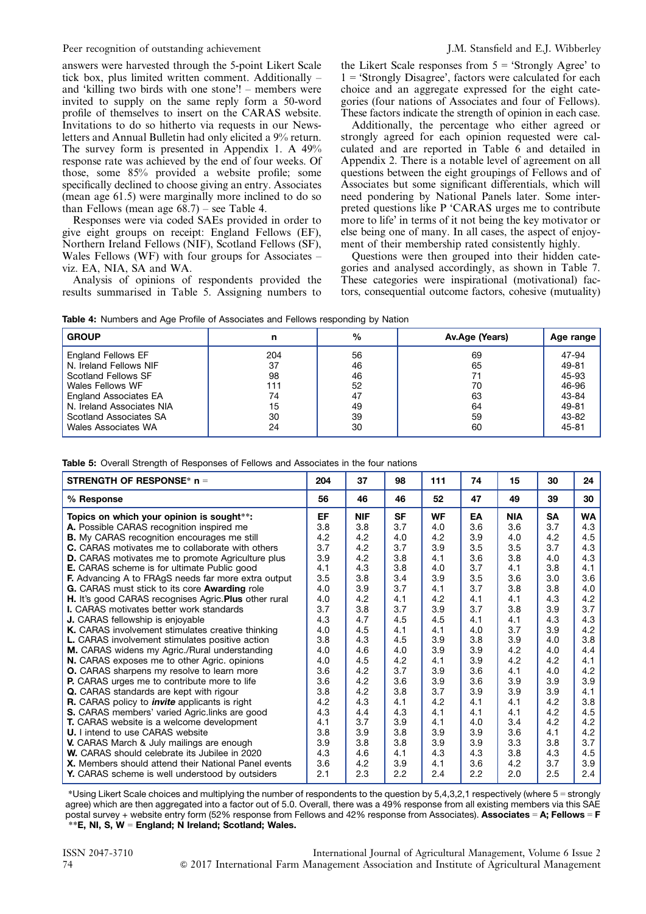answers were harvested through the 5-point Likert Scale tick box, plus limited written comment. Additionally – and 'killing two birds with one stone'! – members were invited to supply on the same reply form a 50-word profile of themselves to insert on the CARAS website. Invitations to do so hitherto via requests in our Newsletters and Annual Bulletin had only elicited a 9% return. The survey form is presented in Appendix 1. A 49% response rate was achieved by the end of four weeks. Of those, some 85% provided a website profile; some specifically declined to choose giving an entry. Associates (mean age 61.5) were marginally more inclined to do so than Fellows (mean age 68.7) – see Table 4.

Responses were via coded SAEs provided in order to give eight groups on receipt: England Fellows (EF), Northern Ireland Fellows (NIF), Scotland Fellows (SF), Wales Fellows (WF) with four groups for Associates – viz. EA, NIA, SA and WA.

Analysis of opinions of respondents provided the results summarised in Table 5. Assigning numbers to the Likert Scale responses from 5 = 'Strongly Agree' to 1 = 'Strongly Disagree', factors were calculated for each choice and an aggregate expressed for the eight categories (four nations of Associates and four of Fellows). These factors indicate the strength of opinion in each case.

Additionally, the percentage who either agreed or strongly agreed for each opinion requested were calculated and are reported in Table 6 and detailed in Appendix 2. There is a notable level of agreement on all questions between the eight groupings of Fellows and of Associates but some significant differentials, which will need pondering by National Panels later. Some interpreted questions like P 'CARAS urges me to contribute more to life' in terms of it not being the key motivator or else being one of many. In all cases, the aspect of enjoyment of their membership rated consistently highly.

Questions were then grouped into their hidden categories and analysed accordingly, as shown in Table 7. These categories were inspirational (motivational) factors, consequential outcome factors, cohesive (mutuality)

**Table 4:** Numbers and Age Profile of Associates and Fellows responding by Nation

| GROUP | n | % | Av.Age (Years) | Age range |
|---|---|---|---|---|
| England Fellows EF | 204 | 56 | 69 | 47-94 |
| N. Ireland Fellows NIF | 37 | 46 | 65 | 49-81 |
| Scotland Fellows SF | 98 | 46 | 71 | 45-93 |
| Wales Fellows WF | 111 | 52 | 70 | 46-96 |
| England Associates EA | 74 | 47 | 63 | 43-84 |
| N. Ireland Associates NIA | 15 | 49 | 64 | 49-81 |
| Scotland Associates SA | 30 | 39 | 59 | 43-82 |
| Wales Associates WA | 24 | 30 | 60 | 45-81 |

**Table 5:** Overall Strength of Responses of Fellows and Associates in the four nations

| STRENGTH OF RESPONSE* n = | 204 | 37 | 98 | 111 | 74 | 15 | 30 | 24 |
|---|---|---|---|---|---|---|---|---|
| % Response | 56 | 46 | 46 | 52 | 47 | 49 | 39 | 30 |
| Topics on which your opinion is sought**: | **EF** | **NIF** | **SF** | **WF** | **EA** | **NIA** | **SA** | **WA** |
| **A.** Possible CARAS recognition inspired me | 3.8 | 3.8 | 3.7 | 4.0 | 3.6 | 3.6 | 3.7 | 4.3 |
| **B.** My CARAS recognition encourages me still | 4.2 | 4.2 | 4.0 | 4.2 | 3.9 | 4.0 | 4.2 | 4.5 |
| **C.** CARAS motivates me to collaborate with others | 3.7 | 4.2 | 3.7 | 3.9 | 3.5 | 3.5 | 3.7 | 4.3 |
| **D.** CARAS motivates me to promote Agriculture plus | 3.9 | 4.2 | 3.8 | 4.1 | 3.6 | 3.8 | 4.0 | 4.3 |
| **E.** CARAS scheme is for ultimate Public good | 4.1 | 4.3 | 3.8 | 4.0 | 3.7 | 4.1 | 3.8 | 4.1 |
| **F.** Advancing A to FRAgS needs far more extra output | 3.5 | 3.8 | 3.4 | 3.9 | 3.5 | 3.6 | 3.0 | 3.6 |
| **G.** CARAS must stick to its core **Awarding** role | 4.0 | 3.9 | 3.7 | 4.1 | 3.7 | 3.8 | 3.8 | 4.0 |
| **H.** It's good CARAS recognises Agric.**Plus** other rural | 4.0 | 4.2 | 4.1 | 4.2 | 4.1 | 4.1 | 4.3 | 4.2 |
| **I.** CARAS motivates better work standards | 3.7 | 3.8 | 3.7 | 3.9 | 3.7 | 3.8 | 3.9 | 3.7 |
| **J.** CARAS fellowship is enjoyable | 4.3 | 4.7 | 4.5 | 4.5 | 4.1 | 4.1 | 4.3 | 4.3 |
| **K.** CARAS involvement stimulates creative thinking | 4.0 | 4.5 | 4.1 | 4.1 | 4.0 | 3.7 | 3.9 | 4.2 |
| **L.** CARAS involvement stimulates positive action | 3.8 | 4.3 | 4.5 | 3.9 | 3.8 | 3.9 | 4.0 | 3.8 |
| **M.** CARAS widens my Agric./Rural understanding | 4.0 | 4.6 | 4.0 | 3.9 | 3.9 | 4.2 | 4.0 | 4.4 |
| **N.** CARAS exposes me to other Agric. opinions | 4.0 | 4.5 | 4.2 | 4.1 | 3.9 | 4.2 | 4.2 | 4.1 |
| **O.** CARAS sharpens my resolve to learn more | 3.6 | 4.2 | 3.7 | 3.9 | 3.6 | 4.1 | 4.0 | 4.2 |
| **P.** CARAS urges me to contribute more to life | 3.6 | 4.2 | 3.6 | 3.9 | 3.6 | 3.9 | 3.9 | 3.9 |
| **Q.** CARAS standards are kept with rigour | 3.8 | 4.2 | 3.8 | 3.7 | 3.9 | 3.9 | 3.9 | 4.1 |
| **R.** CARAS policy to ***invite*** applicants is right | 4.2 | 4.3 | 4.1 | 4.2 | 4.1 | 4.1 | 4.2 | 3.8 |
| **S.** CARAS members' varied Agric.links are good | 4.3 | 4.4 | 4.3 | 4.1 | 4.1 | 4.1 | 4.2 | 4.5 |
| **T.** CARAS website is a welcome development | 4.1 | 3.7 | 3.9 | 4.1 | 4.0 | 3.4 | 4.2 | 4.2 |
| **U.** I intend to use CARAS website | 3.8 | 3.9 | 3.8 | 3.9 | 3.9 | 3.6 | 4.1 | 4.2 |
| **V.** CARAS March & July mailings are enough | 3.9 | 3.8 | 3.8 | 3.9 | 3.9 | 3.3 | 3.8 | 3.7 |
| **W.** CARAS should celebrate its Jubilee in 2020 | 4.3 | 4.6 | 4.1 | 4.3 | 4.3 | 3.8 | 4.3 | 4.5 |
| **X.** Members should attend their National Panel events | 3.6 | 4.2 | 3.9 | 4.1 | 3.6 | 4.2 | 3.7 | 3.9 |
| **Y.** CARAS scheme is well understood by outsiders | 2.1 | 2.3 | 2.2 | 2.4 | 2.2 | 2.0 | 2.5 | 2.4 |

*Using Likert Scale choices and multiplying the number of respondents to the question by 5,4,3,2,1 respectively (where 5 = strongly agree) which are then aggregated into a factor out of 5.0. Overall, there was a 49% response from all existing members via this SAE postal survey + website entry form (52% response from Fellows and 42% response from Associates). **Associates** = **A; Fellows** = **F**
**\*\*E, NI, S, W** = **England; N Ireland; Scotland; Wales.**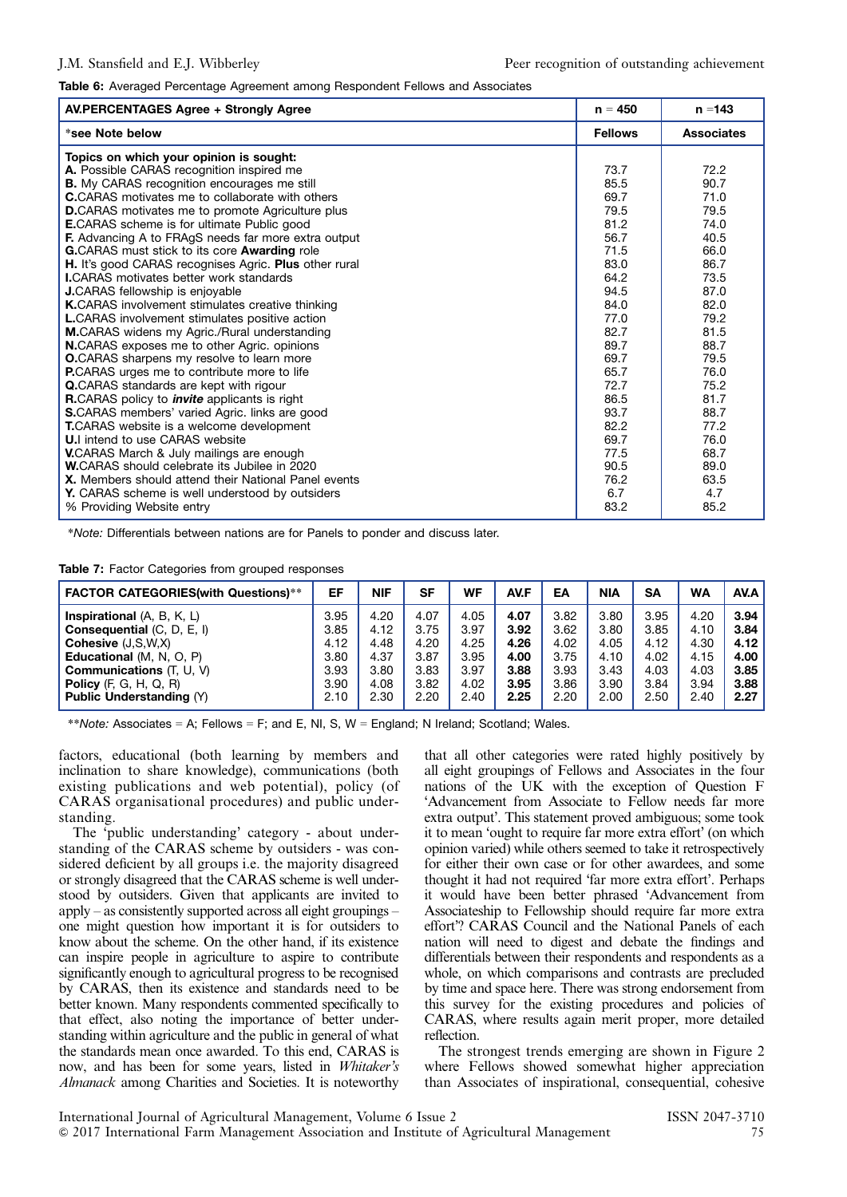**Table 6:** Averaged Percentage Agreement among Respondent Fellows and Associates

| AV.PERCENTAGES Agree + Strongly Agree | n = 450 | n =143 |
|---|---|---|
| *see Note below | **Fellows** | **Associates** |
| **Topics on which your opinion is sought:** | | |
| **A.** Possible CARAS recognition inspired me | 73.7 | 72.2 |
| **B.** My CARAS recognition encourages me still | 85.5 | 90.7 |
| **C.** CARAS motivates me to collaborate with others | 69.7 | 71.0 |
| **D.** CARAS motivates me to promote Agriculture plus | 79.5 | 79.5 |
| **E.** CARAS scheme is for ultimate Public good | 81.2 | 74.0 |
| **F.** Advancing A to FRAgS needs far more extra output | 56.7 | 40.5 |
| **G.** CARAS must stick to its core **Awarding** role | 71.5 | 66.0 |
| **H.** It's good CARAS recognises Agric. **Plus** other rural | 83.0 | 86.7 |
| **I.** CARAS motivates better work standards | 64.2 | 73.5 |
| **J.** CARAS fellowship is enjoyable | 94.5 | 87.0 |
| **K.** CARAS involvement stimulates creative thinking | 84.0 | 82.0 |
| **L.** CARAS involvement stimulates positive action | 77.0 | 79.2 |
| **M.** CARAS widens my Agric./Rural understanding | 82.7 | 81.5 |
| **N.** CARAS exposes me to other Agric. opinions | 89.7 | 88.7 |
| **O.** CARAS sharpens my resolve to learn more | 69.7 | 79.5 |
| **P.** CARAS urges me to contribute more to life | 65.7 | 76.0 |
| **Q.** CARAS standards are kept with rigour | 72.7 | 75.2 |
| **R.** CARAS policy to ***invite*** applicants is right | 86.5 | 81.7 |
| **S.** CARAS members' varied Agric. links are good | 93.7 | 88.7 |
| **T.** CARAS website is a welcome development | 82.2 | 77.2 |
| **U.** I intend to use CARAS website | 69.7 | 76.0 |
| **V.** CARAS March & July mailings are enough | 77.5 | 68.7 |
| **W.** CARAS should celebrate its Jubilee in 2020 | 90.5 | 89.0 |
| **X.** Members should attend their National Panel events | 76.2 | 63.5 |
| **Y.** CARAS scheme is well understood by outsiders | 6.7 | 4.7 |
| % Providing Website entry | 83.2 | 85.2 |

**Note:* Differentials between nations are for Panels to ponder and discuss later.

**Table 7:** Factor Categories from grouped responses

| FACTOR CATEGORIES(with Questions)** | EF | NIF | SF | WF | AV.F | EA | NIA | SA | WA | AV.A |
|---|---|---|---|---|---|---|---|---|---|---|
| **Inspirational** (A, B, K, L) | 3.95 | 4.20 | 4.07 | 4.05 | **4.07** | 3.82 | 3.80 | 3.95 | 4.20 | **3.94** |
| **Consequential** (C, D, E, I) | 3.85 | 4.12 | 3.75 | 3.97 | **3.92** | 3.62 | 3.80 | 3.85 | 4.10 | **3.84** |
| **Cohesive** (J,S,W,X) | 4.12 | 4.48 | 4.20 | 4.25 | **4.26** | 4.02 | 4.05 | 4.12 | 4.30 | **4.12** |
| **Educational** (M, N, O, P) | 3.80 | 4.37 | 3.87 | 3.95 | **4.00** | 3.75 | 4.10 | 4.02 | 4.15 | **4.00** |
| **Communications** (T, U, V) | 3.93 | 3.80 | 3.83 | 3.97 | **3.88** | 3.93 | 3.43 | 4.03 | 4.03 | **3.85** |
| **Policy** (F, G, H, Q, R) | 3.90 | 4.08 | 3.82 | 4.02 | **3.95** | 3.86 | 3.90 | 3.84 | 3.94 | **3.88** |
| **Public Understanding** (Y) | 2.10 | 2.30 | 2.20 | 2.40 | **2.25** | 2.20 | 2.00 | 2.50 | 2.40 | **2.27** |

***Note:* Associates = A; Fellows = F; and E, NI, S, W = England; N Ireland; Scotland; Wales.

factors, educational (both learning by members and inclination to share knowledge), communications (both existing publications and web potential), policy (of CARAS organisational procedures) and public understanding.

The 'public understanding' category - about understanding of the CARAS scheme by outsiders - was considered deficient by all groups i.e. the majority disagreed or strongly disagreed that the CARAS scheme is well understood by outsiders. Given that applicants are invited to apply – as consistently supported across all eight groupings – one might question how important it is for outsiders to know about the scheme. On the other hand, if its existence can inspire people in agriculture to aspire to contribute significantly enough to agricultural progress to be recognised by CARAS, then its existence and standards need to be better known. Many respondents commented specifically to that effect, also noting the importance of better understanding within agriculture and the public in general of what the standards mean once awarded. To this end, CARAS is now, and has been for some years, listed in *Whitaker's Almanack* among Charities and Societies. It is noteworthy that all other categories were rated highly positively by all eight groupings of Fellows and Associates in the four nations of the UK with the exception of Question F 'Advancement from Associate to Fellow needs far more extra output'. This statement proved ambiguous; some took it to mean 'ought to require far more extra effort' (on which opinion varied) while others seemed to take it retrospectively for either their own case or for other awardees, and some thought it had not required 'far more extra effort'. Perhaps it would have been better phrased 'Advancement from Associateship to Fellowship should require far more extra effort'? CARAS Council and the National Panels of each nation will need to digest and debate the findings and differentials between their respondents and respondents as a whole, on which comparisons and contrasts are precluded by time and space here. There was strong endorsement from this survey for the existing procedures and policies of CARAS, where results again merit proper, more detailed reflection.

The strongest trends emerging are shown in Figure 2 where Fellows showed somewhat higher appreciation than Associates of inspirational, consequential, cohesive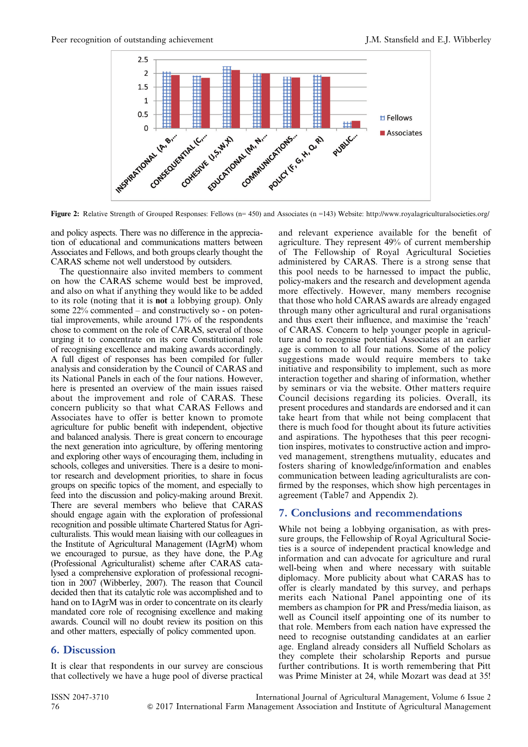Figure 2: Relative Strength of Grouped Responses: Fellows (n= 450) and Associates (n =143) Website: http://www.royalagriculturalsocieties.org/

and policy aspects. There was no difference in the appreciation of educational and communications matters between Associates and Fellows, and both groups clearly thought the CARAS scheme not well understood by outsiders.

The questionnaire also invited members to comment on how the CARAS scheme would best be improved, and also on what if anything they would like to be added to its role (noting that it is **not** a lobbying group). Only some 22% commented – and constructively so - on potential improvements, while around 17% of the respondents chose to comment on the role of CARAS, several of those urging it to concentrate on its core Constitutional role of recognising excellence and making awards accordingly. A full digest of responses has been compiled for fuller analysis and consideration by the Council of CARAS and its National Panels in each of the four nations. However, here is presented an overview of the main issues raised about the improvement and role of CARAS. These concern publicity so that what CARAS Fellows and Associates have to offer is better known to promote agriculture for public benefit with independent, objective and balanced analysis. There is great concern to encourage the next generation into agriculture, by offering mentoring and exploring other ways of encouraging them, including in schools, colleges and universities. There is a desire to monitor research and development priorities, to share in focus groups on specific topics of the moment, and especially to feed into the discussion and policy-making around Brexit. There are several members who believe that CARAS should engage again with the exploration of professional recognition and possible ultimate Chartered Status for Agriculturalists. This would mean liaising with our colleagues in the Institute of Agricultural Management (IAgrM) whom we encouraged to pursue, as they have done, the P.Ag (Professional Agriculturalist) scheme after CARAS catalysed a comprehensive exploration of professional recognition in 2007 (Wibberley, 2007). The reason that Council decided then that its catalytic role was accomplished and to hand on to IAgrM was in order to concentrate on its clearly mandated core role of recognising excellence and making awards. Council will no doubt review its position on this and other matters, especially of policy commented upon.

## 6. Discussion

It is clear that respondents in our survey are conscious that collectively we have a huge pool of diverse practical and relevant experience available for the benefit of agriculture. They represent 49% of current membership of The Fellowship of Royal Agricultural Societies administered by CARAS. There is a strong sense that this pool needs to be harnessed to impact the public, policy-makers and the research and development agenda more effectively. However, many members recognise that those who hold CARAS awards are already engaged through many other agricultural and rural organisations and thus exert their influence, and maximise the 'reach' of CARAS. Concern to help younger people in agriculture and to recognise potential Associates at an earlier age is common to all four nations. Some of the policy suggestions made would require members to take initiative and responsibility to implement, such as more interaction together and sharing of information, whether by seminars or via the website. Other matters require Council decisions regarding its policies. Overall, its present procedures and standards are endorsed and it can take heart from that while not being complacent that there is much food for thought about its future activities and aspirations. The hypotheses that this peer recognition inspires, motivates to constructive action and improved management, strengthens mutuality, educates and fosters sharing of knowledge/information and enables communication between leading agriculturalists are confirmed by the responses, which show high percentages in agreement (Table7 and Appendix 2).

## 7. Conclusions and recommendations

While not being a lobbying organisation, as with pressure groups, the Fellowship of Royal Agricultural Societies is a source of independent practical knowledge and information and can advocate for agriculture and rural well-being when and where necessary with suitable diplomacy. More publicity about what CARAS has to offer is clearly mandated by this survey, and perhaps merits each National Panel appointing one of its members as champion for PR and Press/media liaison, as well as Council itself appointing one of its number to that role. Members from each nation have expressed the need to recognise outstanding candidates at an earlier age. England already considers all Nuffield Scholars as they complete their scholarship Reports and pursue further contributions. It is worth remembering that Pitt was Prime Minister at 24, while Mozart was dead at 35!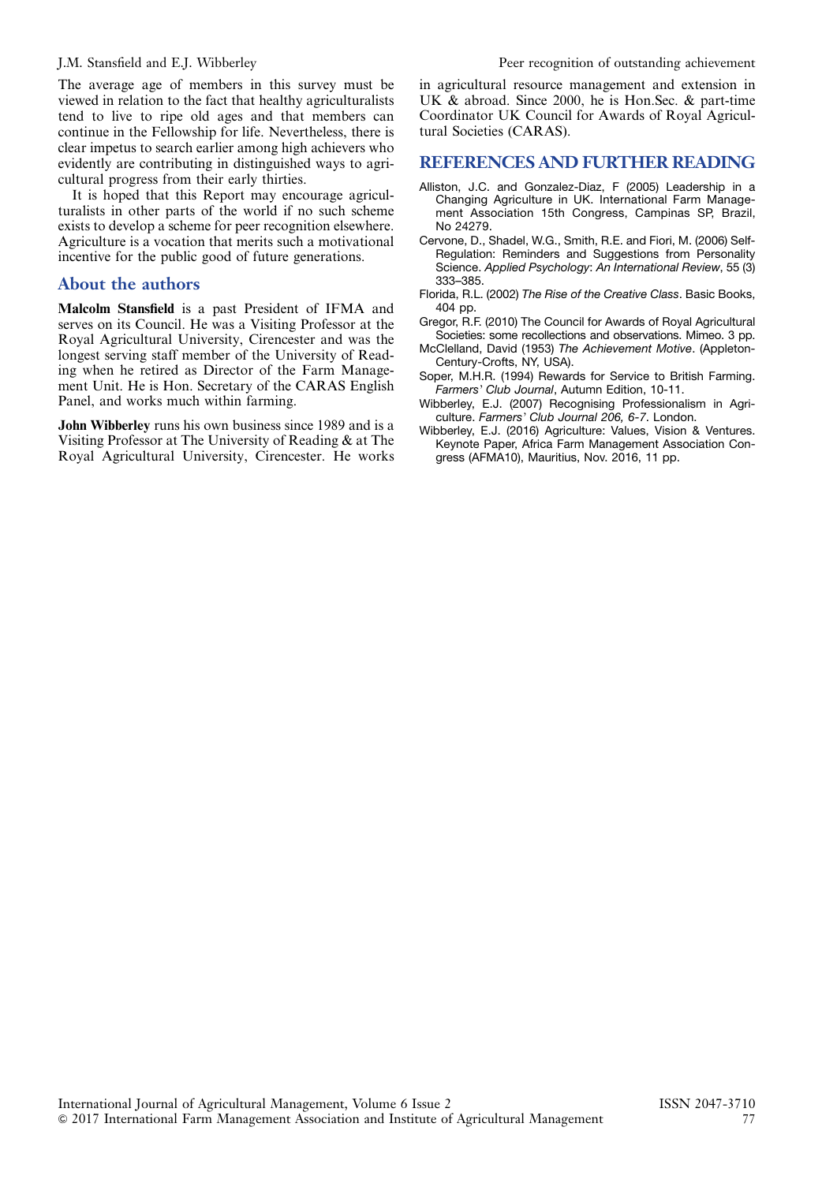The average age of members in this survey must be viewed in relation to the fact that healthy agriculturalists tend to live to ripe old ages and that members can continue in the Fellowship for life. Nevertheless, there is clear impetus to search earlier among high achievers who evidently are contributing in distinguished ways to agricultural progress from their early thirties.

It is hoped that this Report may encourage agriculturalists in other parts of the world if no such scheme exists to develop a scheme for peer recognition elsewhere. Agriculture is a vocation that merits such a motivational incentive for the public good of future generations.

## About the authors

**Malcolm Stansfield** is a past President of IFMA and serves on its Council. He was a Visiting Professor at the Royal Agricultural University, Cirencester and was the longest serving staff member of the University of Reading when he retired as Director of the Farm Management Unit. He is Hon. Secretary of the CARAS English Panel, and works much within farming.

**John Wibberley** runs his own business since 1989 and is a Visiting Professor at The University of Reading & at The Royal Agricultural University, Cirencester. He works in agricultural resource management and extension in UK & abroad. Since 2000, he is Hon.Sec. & part-time Coordinator UK Council for Awards of Royal Agricultural Societies (CARAS).

## REFERENCES AND FURTHER READING

- Alliston, J.C. and Gonzalez-Diaz, F (2005) Leadership in a Changing Agriculture in UK. International Farm Management Association 15th Congress, Campinas SP, Brazil, No 24279.
- Cervone, D., Shadel, W.G., Smith, R.E. and Fiori, M. (2006) Self-Regulation: Reminders and Suggestions from Personality Science. *Applied Psychology*: *An International Review*, 55 (3) 333–385.
- Florida, R.L. (2002) *The Rise of the Creative Class*. Basic Books, 404 pp.
- Gregor, R.F. (2010) The Council for Awards of Royal Agricultural Societies: some recollections and observations. Mimeo. 3 pp.
- McClelland, David (1953) *The Achievement Motive*. (Appleton-Century-Crofts, NY, USA).
- Soper, M.H.R. (1994) Rewards for Service to British Farming. *Farmers' Club Journal*, Autumn Edition, 10-11.
- Wibberley, E.J. (2007) Recognising Professionalism in Agriculture. *Farmers' Club Journal 206, 6-7*. London.
- Wibberley, E.J. (2016) Agriculture: Values, Vision & Ventures. Keynote Paper, Africa Farm Management Association Congress (AFMA10), Mauritius, Nov. 2016, 11 pp.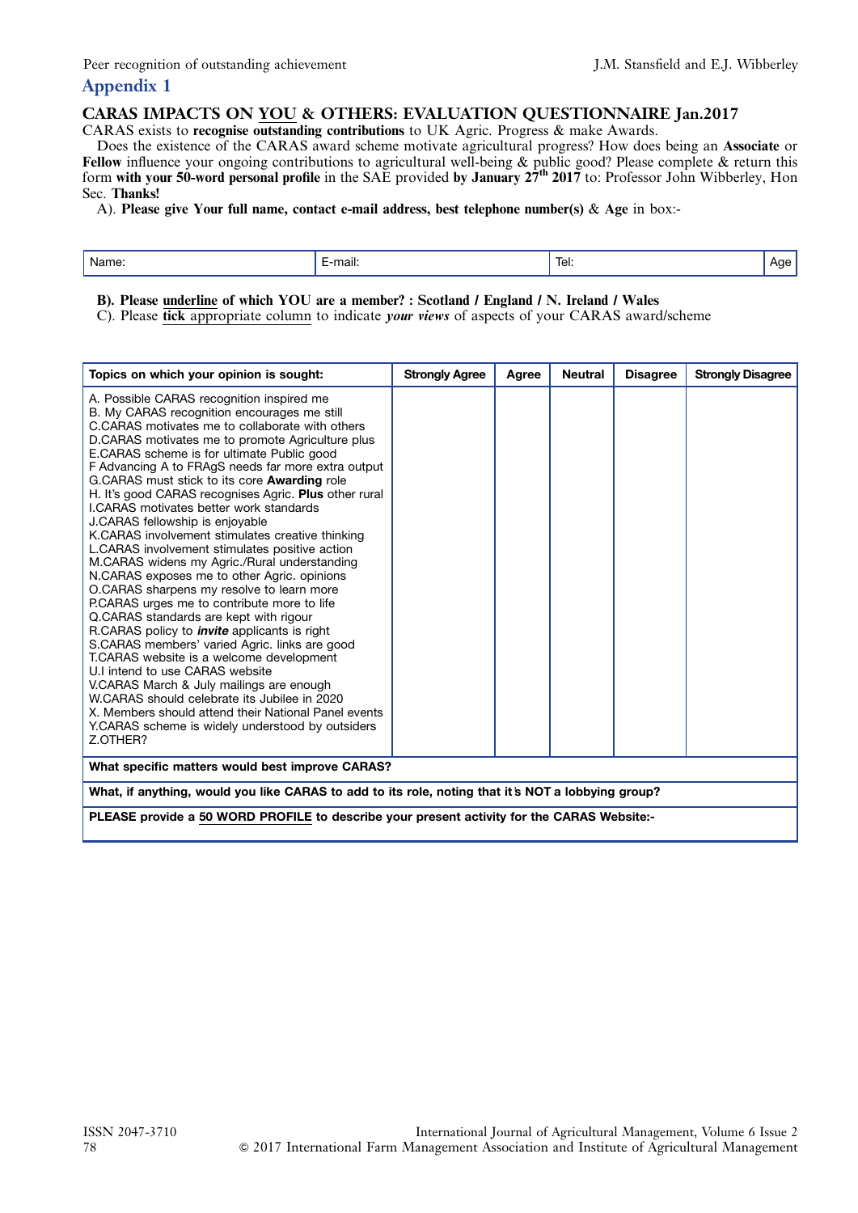## Appendix 1

### CARAS IMPACTS ON YOU & OTHERS: EVALUATION QUESTIONNAIRE Jan.2017

CARAS exists to **recognise outstanding contributions** to UK Agric. Progress & make Awards.

Does the existence of the CARAS award scheme motivate agricultural progress? How does being an **Associate** or **Fellow** influence your ongoing contributions to agricultural well-being & public good? Please complete & return this form **with your 50-word personal profile** in the SAE provided **by January 27th 2017** to: Professor John Wibberley, Hon Sec. **Thanks!**

A). **Please give Your full name, contact e-mail address, best telephone number(s)** & **Age** in box:-

| Name: | E-mail: | Tel: | Age |
|---|---|---|---|
| | | | |

**B). Please underline of which YOU are a member? : Scotland / England / N. Ireland / Wales**

C). Please **tick** appropriate column to indicate ***your views*** of aspects of your CARAS award/scheme

| Topics on which your opinion is sought: | Strongly Agree | Agree | Neutral | Disagree | Strongly Disagree |
|---|---|---|---|---|---|
| A. Possible CARAS recognition inspired me<br>B. My CARAS recognition encourages me still<br>C.CARAS motivates me to collaborate with others<br>D.CARAS motivates me to promote Agriculture plus<br>E.CARAS scheme is for ultimate Public good<br>F Advancing A to FRAgS needs far more extra output<br>G.CARAS must stick to its core **Awarding** role<br>H. It's good CARAS recognises Agric. **Plus** other rural<br>I.CARAS motivates better work standards<br>J.CARAS fellowship is enjoyable<br>K.CARAS involvement stimulates creative thinking<br>L.CARAS involvement stimulates positive action<br>M.CARAS widens my Agric./Rural understanding<br>N.CARAS exposes me to other Agric. opinions<br>O.CARAS sharpens my resolve to learn more<br>P.CARAS urges me to contribute more to life<br>Q.CARAS standards are kept with rigour<br>R.CARAS policy to ***invite*** applicants is right<br>S.CARAS members' varied Agric. links are good<br>T.CARAS website is a welcome development<br>U.I intend to use CARAS website<br>V.CARAS March & July mailings are enough<br>W.CARAS should celebrate its Jubilee in 2020<br>X. Members should attend their National Panel events<br>Y.CARAS scheme is widely understood by outsiders<br>Z.OTHER? | | | | | |
| **What specific matters would best improve CARAS?** | | | | | |
| **What, if anything, would you like CARAS to add to its role, noting that it's NOT a lobbying group?** | | | | | |
| **PLEASE provide a 50 WORD PROFILE to describe your present activity for the CARAS Website:-** | | | | | |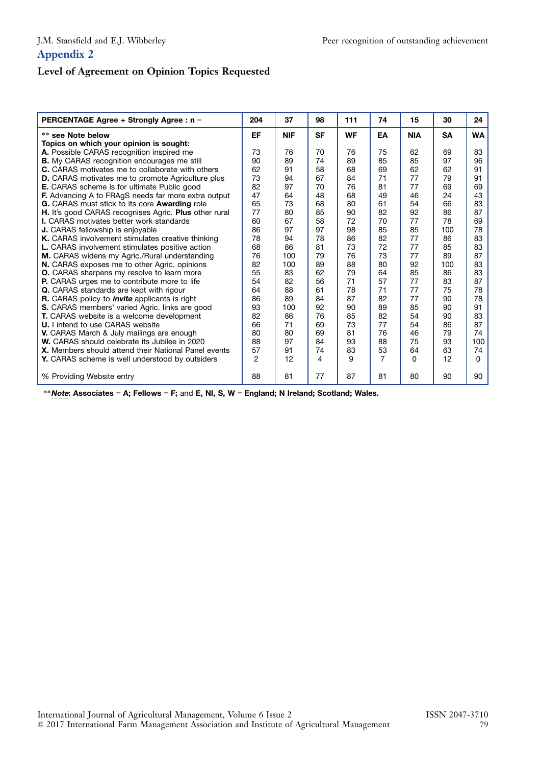## Appendix 2

### Level of Agreement on Opinion Topics Requested

| PERCENTAGE Agree + Strongly Agree : n = | 204 | 37 | 98 | 111 | 74 | 15 | 30 | 24 |
|---|---|---|---|---|---|---|---|---|
| ** **see Note below** | **EF** | **NIF** | **SF** | **WF** | **EA** | **NIA** | **SA** | **WA** |
| **Topics on which your opinion is sought:** | | | | | | | | |
| **A.** Possible CARAS recognition inspired me | 73 | 76 | 70 | 76 | 75 | 62 | 69 | 83 |
| **B.** My CARAS recognition encourages me still | 90 | 89 | 74 | 89 | 85 | 85 | 97 | 96 |
| **C.** CARAS motivates me to collaborate with others | 62 | 91 | 58 | 68 | 69 | 62 | 62 | 91 |
| **D.** CARAS motivates me to promote Agriculture plus | 73 | 94 | 67 | 84 | 71 | 77 | 79 | 91 |
| **E.** CARAS scheme is for ultimate Public good | 82 | 97 | 70 | 76 | 81 | 77 | 69 | 69 |
| **F.** Advancing A to FRAgS needs far more extra output | 47 | 64 | 48 | 68 | 49 | 46 | 24 | 43 |
| **G.** CARAS must stick to its core **Awarding** role | 65 | 73 | 68 | 80 | 61 | 54 | 66 | 83 |
| **H.** It's good CARAS recognises Agric. **Plus** other rural | 77 | 80 | 85 | 90 | 82 | 92 | 86 | 87 |
| **I.** CARAS motivates better work standards | 60 | 67 | 58 | 72 | 70 | 77 | 78 | 69 |
| **J.** CARAS fellowship is enjoyable | 86 | 97 | 97 | 98 | 85 | 85 | 100 | 78 |
| **K.** CARAS involvement stimulates creative thinking | 78 | 94 | 78 | 86 | 82 | 77 | 86 | 83 |
| **L.** CARAS involvement stimulates positive action | 68 | 86 | 81 | 73 | 72 | 77 | 85 | 83 |
| **M.** CARAS widens my Agric./Rural understanding | 76 | 100 | 79 | 76 | 73 | 77 | 89 | 87 |
| **N.** CARAS exposes me to other Agric. opinions | 82 | 100 | 89 | 88 | 80 | 92 | 100 | 83 |
| **O.** CARAS sharpens my resolve to learn more | 55 | 83 | 62 | 79 | 64 | 85 | 86 | 83 |
| **P.** CARAS urges me to contribute more to life | 54 | 82 | 56 | 71 | 57 | 77 | 83 | 87 |
| **Q.** CARAS standards are kept with rigour | 64 | 88 | 61 | 78 | 71 | 77 | 75 | 78 |
| **R.** CARAS policy to ***invite*** applicants is right | 86 | 89 | 84 | 87 | 82 | 77 | 90 | 78 |
| **S.** CARAS members' varied Agric. links are good | 93 | 100 | 92 | 90 | 89 | 85 | 90 | 91 |
| **T.** CARAS website is a welcome development | 82 | 86 | 76 | 85 | 82 | 54 | 90 | 83 |
| **U.** I intend to use CARAS website | 66 | 71 | 69 | 73 | 77 | 54 | 86 | 87 |
| **V.** CARAS March & July mailings are enough | 80 | 80 | 69 | 81 | 76 | 46 | 79 | 74 |
| **W.** CARAS should celebrate its Jubilee in 2020 | 88 | 97 | 84 | 93 | 88 | 75 | 93 | 100 |
| **X.** Members should attend their National Panel events | 57 | 91 | 74 | 83 | 53 | 64 | 63 | 74 |
| **Y.** CARAS scheme is well understood by outsiders | 2 | 12 | 4 | 9 | 7 | 0 | 12 | 0 |
| % Providing Website entry | 88 | 81 | 77 | 87 | 81 | 80 | 90 | 90 |

***Note**: **Associates = A; Fellows = F;** and **E, NI, S, W = England; N Ireland; Scotland; Wales.**